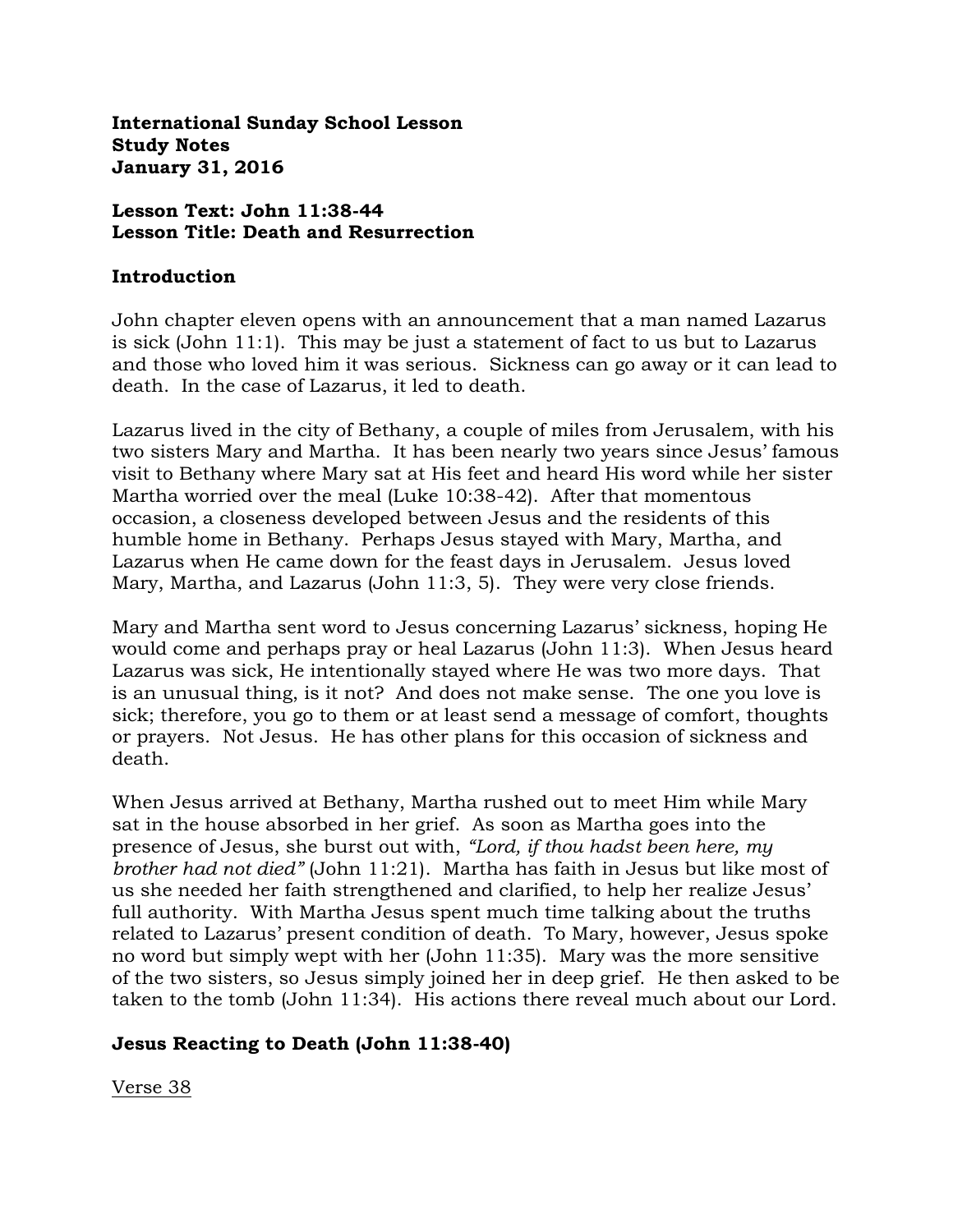**International Sunday School Lesson**
**Study Notes**
**January 31, 2016**

**Lesson Text: John 11:38-44**
**Lesson Title: Death and Resurrection**

## Introduction

John chapter eleven opens with an announcement that a man named Lazarus is sick (John 11:1). This may be just a statement of fact to us but to Lazarus and those who loved him it was serious. Sickness can go away or it can lead to death. In the case of Lazarus, it led to death.

Lazarus lived in the city of Bethany, a couple of miles from Jerusalem, with his two sisters Mary and Martha. It has been nearly two years since Jesus' famous visit to Bethany where Mary sat at His feet and heard His word while her sister Martha worried over the meal (Luke 10:38-42). After that momentous occasion, a closeness developed between Jesus and the residents of this humble home in Bethany. Perhaps Jesus stayed with Mary, Martha, and Lazarus when He came down for the feast days in Jerusalem. Jesus loved Mary, Martha, and Lazarus (John 11:3, 5). They were very close friends.

Mary and Martha sent word to Jesus concerning Lazarus' sickness, hoping He would come and perhaps pray or heal Lazarus (John 11:3). When Jesus heard Lazarus was sick, He intentionally stayed where He was two more days. That is an unusual thing, is it not? And does not make sense. The one you love is sick; therefore, you go to them or at least send a message of comfort, thoughts or prayers. Not Jesus. He has other plans for this occasion of sickness and death.

When Jesus arrived at Bethany, Martha rushed out to meet Him while Mary sat in the house absorbed in her grief. As soon as Martha goes into the presence of Jesus, she burst out with, *"Lord, if thou hadst been here, my brother had not died"* (John 11:21). Martha has faith in Jesus but like most of us she needed her faith strengthened and clarified, to help her realize Jesus' full authority. With Martha Jesus spent much time talking about the truths related to Lazarus' present condition of death. To Mary, however, Jesus spoke no word but simply wept with her (John 11:35). Mary was the more sensitive of the two sisters, so Jesus simply joined her in deep grief. He then asked to be taken to the tomb (John 11:34). His actions there reveal much about our Lord.

## Jesus Reacting to Death (John 11:38-40)

<u>Verse 38</u>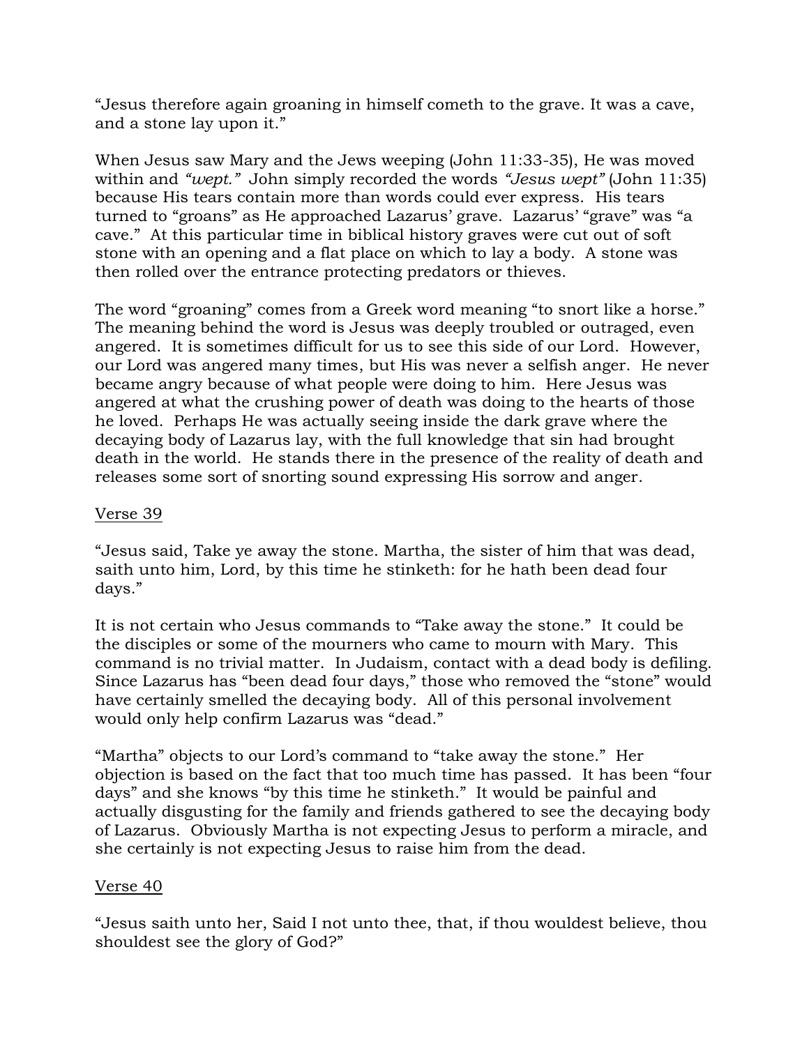"Jesus therefore again groaning in himself cometh to the grave. It was a cave, and a stone lay upon it."

When Jesus saw Mary and the Jews weeping (John 11:33-35), He was moved within and *"wept."* John simply recorded the words *"Jesus wept"* (John 11:35) because His tears contain more than words could ever express. His tears turned to "groans" as He approached Lazarus' grave. Lazarus' "grave" was "a cave." At this particular time in biblical history graves were cut out of soft stone with an opening and a flat place on which to lay a body. A stone was then rolled over the entrance protecting predators or thieves.

The word "groaning" comes from a Greek word meaning "to snort like a horse." The meaning behind the word is Jesus was deeply troubled or outraged, even angered. It is sometimes difficult for us to see this side of our Lord. However, our Lord was angered many times, but His was never a selfish anger. He never became angry because of what people were doing to him. Here Jesus was angered at what the crushing power of death was doing to the hearts of those he loved. Perhaps He was actually seeing inside the dark grave where the decaying body of Lazarus lay, with the full knowledge that sin had brought death in the world. He stands there in the presence of the reality of death and releases some sort of snorting sound expressing His sorrow and anger.

<u>Verse 39</u>

"Jesus said, Take ye away the stone. Martha, the sister of him that was dead, saith unto him, Lord, by this time he stinketh: for he hath been dead four days."

It is not certain who Jesus commands to "Take away the stone." It could be the disciples or some of the mourners who came to mourn with Mary. This command is no trivial matter. In Judaism, contact with a dead body is defiling. Since Lazarus has "been dead four days," those who removed the "stone" would have certainly smelled the decaying body. All of this personal involvement would only help confirm Lazarus was "dead."

"Martha" objects to our Lord's command to "take away the stone." Her objection is based on the fact that too much time has passed. It has been "four days" and she knows "by this time he stinketh." It would be painful and actually disgusting for the family and friends gathered to see the decaying body of Lazarus. Obviously Martha is not expecting Jesus to perform a miracle, and she certainly is not expecting Jesus to raise him from the dead.

<u>Verse 40</u>

"Jesus saith unto her, Said I not unto thee, that, if thou wouldest believe, thou shouldest see the glory of God?"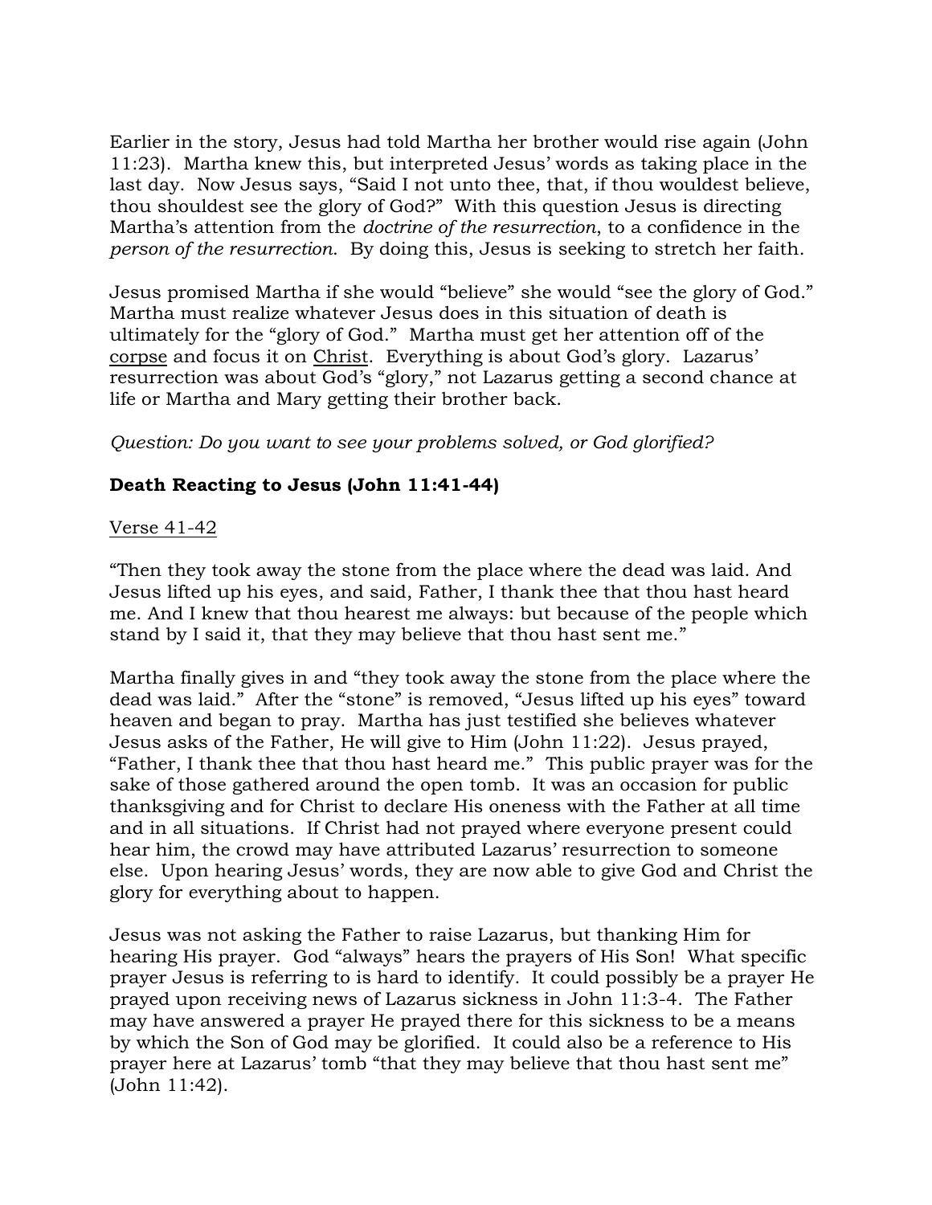Earlier in the story, Jesus had told Martha her brother would rise again (John 11:23). Martha knew this, but interpreted Jesus' words as taking place in the last day. Now Jesus says, "Said I not unto thee, that, if thou wouldest believe, thou shouldest see the glory of God?" With this question Jesus is directing Martha's attention from the *doctrine of the resurrection*, to a confidence in the *person of the resurrection*. By doing this, Jesus is seeking to stretch her faith.

Jesus promised Martha if she would "believe" she would "see the glory of God." Martha must realize whatever Jesus does in this situation of death is ultimately for the "glory of God." Martha must get her attention off of the <u>corpse</u> and focus it on <u>Christ</u>. Everything is about God's glory. Lazarus' resurrection was about God's "glory," not Lazarus getting a second chance at life or Martha and Mary getting their brother back.

*Question: Do you want to see your problems solved, or God glorified?*

**Death Reacting to Jesus (John 11:41-44)**

<u>Verse 41-42</u>

"Then they took away the stone from the place where the dead was laid. And Jesus lifted up his eyes, and said, Father, I thank thee that thou hast heard me. And I knew that thou hearest me always: but because of the people which stand by I said it, that they may believe that thou hast sent me."

Martha finally gives in and "they took away the stone from the place where the dead was laid." After the "stone" is removed, "Jesus lifted up his eyes" toward heaven and began to pray. Martha has just testified she believes whatever Jesus asks of the Father, He will give to Him (John 11:22). Jesus prayed, "Father, I thank thee that thou hast heard me." This public prayer was for the sake of those gathered around the open tomb. It was an occasion for public thanksgiving and for Christ to declare His oneness with the Father at all time and in all situations. If Christ had not prayed where everyone present could hear him, the crowd may have attributed Lazarus' resurrection to someone else. Upon hearing Jesus' words, they are now able to give God and Christ the glory for everything about to happen.

Jesus was not asking the Father to raise Lazarus, but thanking Him for hearing His prayer. God "always" hears the prayers of His Son! What specific prayer Jesus is referring to is hard to identify. It could possibly be a prayer He prayed upon receiving news of Lazarus sickness in John 11:3-4. The Father may have answered a prayer He prayed there for this sickness to be a means by which the Son of God may be glorified. It could also be a reference to His prayer here at Lazarus' tomb "that they may believe that thou hast sent me" (John 11:42).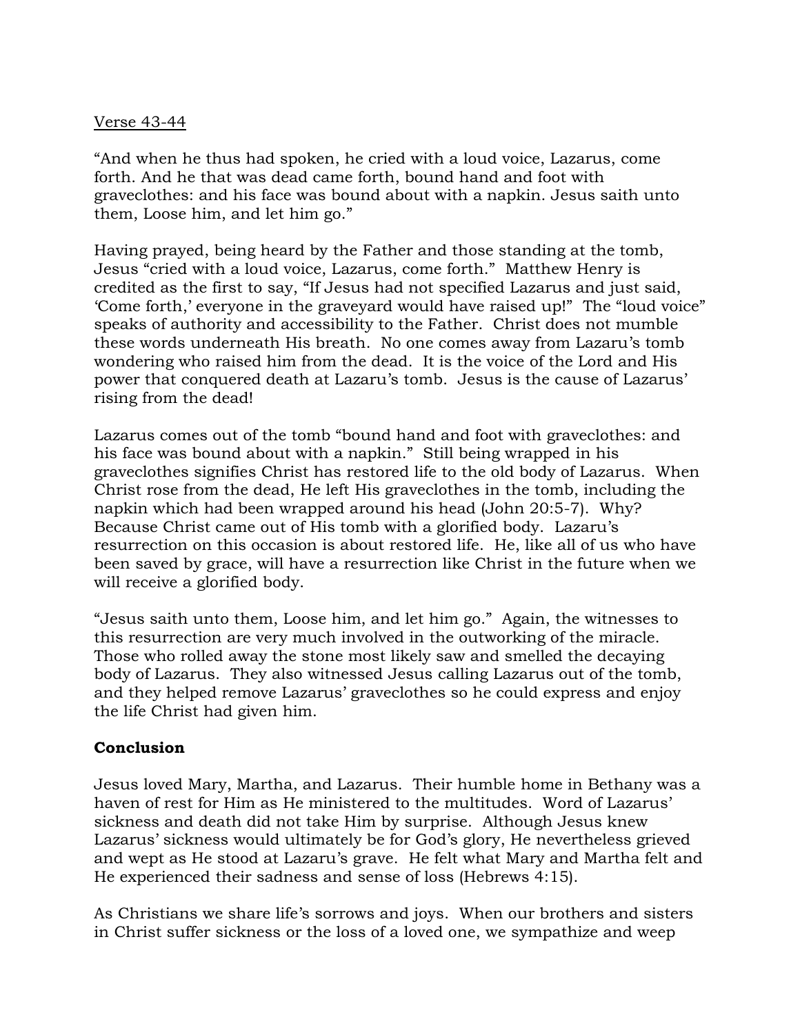Verse 43-44

"And when he thus had spoken, he cried with a loud voice, Lazarus, come forth. And he that was dead came forth, bound hand and foot with graveclothes: and his face was bound about with a napkin. Jesus saith unto them, Loose him, and let him go."

Having prayed, being heard by the Father and those standing at the tomb, Jesus "cried with a loud voice, Lazarus, come forth." Matthew Henry is credited as the first to say, "If Jesus had not specified Lazarus and just said, 'Come forth,' everyone in the graveyard would have raised up!" The "loud voice" speaks of authority and accessibility to the Father. Christ does not mumble these words underneath His breath. No one comes away from Lazaru's tomb wondering who raised him from the dead. It is the voice of the Lord and His power that conquered death at Lazaru's tomb. Jesus is the cause of Lazarus' rising from the dead!

Lazarus comes out of the tomb "bound hand and foot with graveclothes: and his face was bound about with a napkin." Still being wrapped in his graveclothes signifies Christ has restored life to the old body of Lazarus. When Christ rose from the dead, He left His graveclothes in the tomb, including the napkin which had been wrapped around his head (John 20:5-7). Why? Because Christ came out of His tomb with a glorified body. Lazaru's resurrection on this occasion is about restored life. He, like all of us who have been saved by grace, will have a resurrection like Christ in the future when we will receive a glorified body.

"Jesus saith unto them, Loose him, and let him go." Again, the witnesses to this resurrection are very much involved in the outworking of the miracle. Those who rolled away the stone most likely saw and smelled the decaying body of Lazarus. They also witnessed Jesus calling Lazarus out of the tomb, and they helped remove Lazarus' graveclothes so he could express and enjoy the life Christ had given him.

**Conclusion**

Jesus loved Mary, Martha, and Lazarus. Their humble home in Bethany was a haven of rest for Him as He ministered to the multitudes. Word of Lazarus' sickness and death did not take Him by surprise. Although Jesus knew Lazarus' sickness would ultimately be for God's glory, He nevertheless grieved and wept as He stood at Lazaru's grave. He felt what Mary and Martha felt and He experienced their sadness and sense of loss (Hebrews 4:15).

As Christians we share life's sorrows and joys. When our brothers and sisters in Christ suffer sickness or the loss of a loved one, we sympathize and weep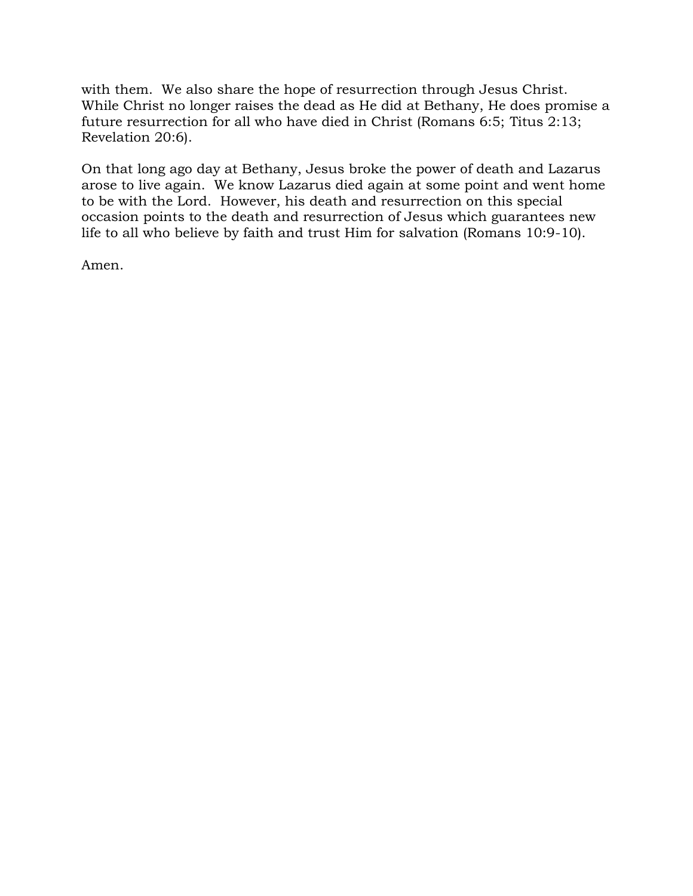with them. We also share the hope of resurrection through Jesus Christ. While Christ no longer raises the dead as He did at Bethany, He does promise a future resurrection for all who have died in Christ (Romans 6:5; Titus 2:13; Revelation 20:6).

On that long ago day at Bethany, Jesus broke the power of death and Lazarus arose to live again. We know Lazarus died again at some point and went home to be with the Lord. However, his death and resurrection on this special occasion points to the death and resurrection of Jesus which guarantees new life to all who believe by faith and trust Him for salvation (Romans 10:9-10).

Amen.